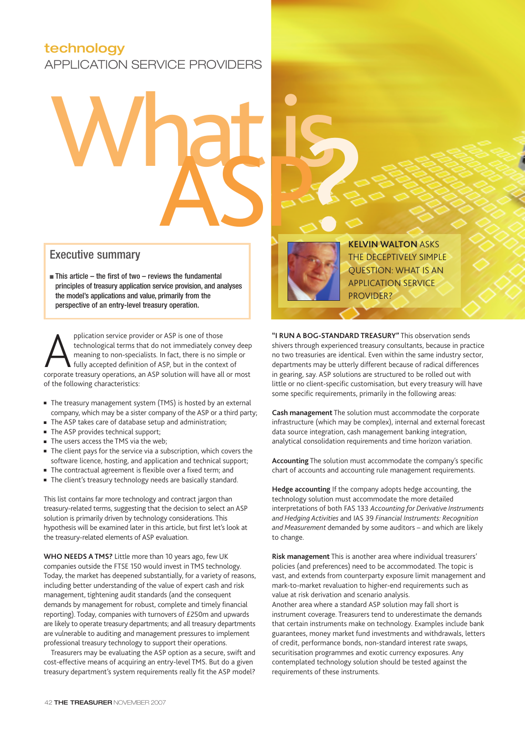technology

APPLICATION SERVICE PROVIDERS

# What is ASP?

**KELVIN WALTON** ASKS THE DECEPTIVELY SIMPLE QUESTION: WHAT IS AN APPLICATION SERVICE PROVIDER?

## Executive summary

- This article – the first of two – reviews the fundamental principles of treasury application service provision, and analyses the model's applications and value, primarily from the perspective of an entry-level treasury operation.

Application service provider or ASP is one of those technological terms that do not immediately convey deep meaning to non-specialists. In fact, there is no simple or fully accepted definition of ASP, but in the context of corporate treasury operations, an ASP solution will have all or most of the following characteristics:

- The treasury management system (TMS) is hosted by an external company, which may be a sister company of the ASP or a third party;
- The ASP takes care of database setup and administration;
- The ASP provides technical support;
- The users access the TMS via the web;
- The client pays for the service via a subscription, which covers the software licence, hosting, and application and technical support;
- The contractual agreement is flexible over a fixed term; and
- The client's treasury technology needs are basically standard.

This list contains far more technology and contract jargon than treasury-related terms, suggesting that the decision to select an ASP solution is primarily driven by technology considerations. This hypothesis will be examined later in this article, but first let's look at the treasury-related elements of ASP evaluation.

**WHO NEEDS A TMS?** Little more than 10 years ago, few UK companies outside the FTSE 150 would invest in TMS technology. Today, the market has deepened substantially, for a variety of reasons, including better understanding of the value of expert cash and risk management, tightening audit standards (and the consequent demands by management for robust, complete and timely financial reporting). Today, companies with turnovers of £250m and upwards are likely to operate treasury departments; and all treasury departments are vulnerable to auditing and management pressures to implement professional treasury technology to support their operations.

Treasurers may be evaluating the ASP option as a secure, swift and cost-effective means of acquiring an entry-level TMS. But do a given treasury department's system requirements really fit the ASP model?

**"I RUN A BOG-STANDARD TREASURY"** This observation sends shivers through experienced treasury consultants, because in practice no two treasuries are identical. Even within the same industry sector, departments may be utterly different because of radical differences in gearing, say. ASP solutions are structured to be rolled out with little or no client-specific customisation, but every treasury will have some specific requirements, primarily in the following areas:

**Cash management** The solution must accommodate the corporate infrastructure (which may be complex), internal and external forecast data source integration, cash management banking integration, analytical consolidation requirements and time horizon variation.

**Accounting** The solution must accommodate the company's specific chart of accounts and accounting rule management requirements.

**Hedge accounting** If the company adopts hedge accounting, the technology solution must accommodate the more detailed interpretations of both FAS 133 *Accounting for Derivative Instruments and Hedging Activities* and IAS 39 *Financial Instruments: Recognition and Measurement* demanded by some auditors – and which are likely to change.

**Risk management** This is another area where individual treasurers' policies (and preferences) need to be accommodated. The topic is vast, and extends from counterparty exposure limit management and mark-to-market revaluation to higher-end requirements such as value at risk derivation and scenario analysis.

Another area where a standard ASP solution may fall short is instrument coverage. Treasurers tend to underestimate the demands that certain instruments make on technology. Examples include bank guarantees, money market fund investments and withdrawals, letters of credit, performance bonds, non-standard interest rate swaps, securitisation programmes and exotic currency exposures. Any contemplated technology solution should be tested against the requirements of these instruments.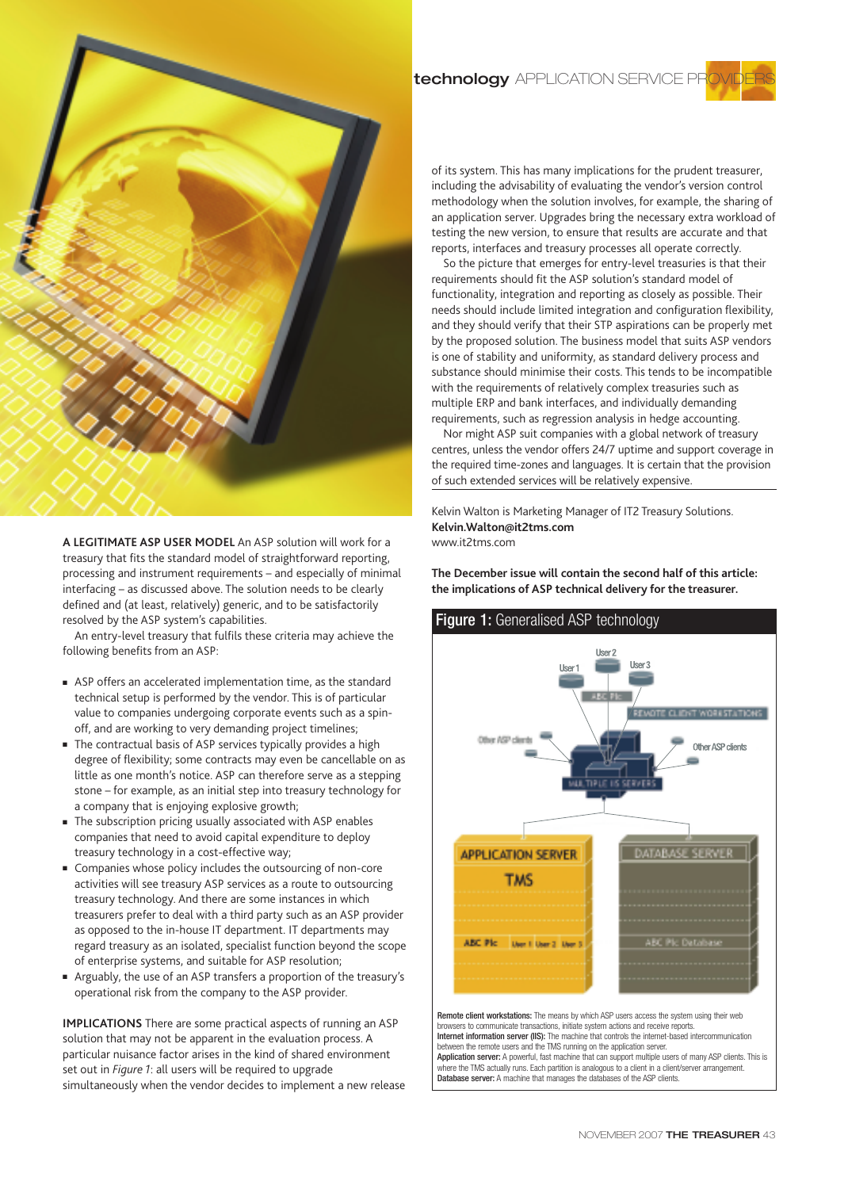**A LEGITIMATE ASP USER MODEL** An ASP solution will work for a treasury that fits the standard model of straightforward reporting, processing and instrument requirements – and especially of minimal interfacing – as discussed above. The solution needs to be clearly defined and (at least, relatively) generic, and to be satisfactorily resolved by the ASP system's capabilities.

An entry-level treasury that fulfils these criteria may achieve the following benefits from an ASP:

- ASP offers an accelerated implementation time, as the standard technical setup is performed by the vendor. This is of particular value to companies undergoing corporate events such as a spin-off, and are working to very demanding project timelines;
- The contractual basis of ASP services typically provides a high degree of flexibility; some contracts may even be cancellable on as little as one month's notice. ASP can therefore serve as a stepping stone – for example, as an initial step into treasury technology for a company that is enjoying explosive growth;
- The subscription pricing usually associated with ASP enables companies that need to avoid capital expenditure to deploy treasury technology in a cost-effective way;
- Companies whose policy includes the outsourcing of non-core activities will see treasury ASP services as a route to outsourcing treasury technology. And there are some instances in which treasurers prefer to deal with a third party such as an ASP provider as opposed to the in-house IT department. IT departments may regard treasury as an isolated, specialist function beyond the scope of enterprise systems, and suitable for ASP resolution;
- Arguably, the use of an ASP transfers a proportion of the treasury's operational risk from the company to the ASP provider.

**IMPLICATIONS** There are some practical aspects of running an ASP solution that may not be apparent in the evaluation process. A particular nuisance factor arises in the kind of shared environment set out in *Figure 1*: all users will be required to upgrade simultaneously when the vendor decides to implement a new release of its system. This has many implications for the prudent treasurer, including the advisability of evaluating the vendor's version control methodology when the solution involves, for example, the sharing of an application server. Upgrades bring the necessary extra workload of testing the new version, to ensure that results are accurate and that reports, interfaces and treasury processes all operate correctly.

So the picture that emerges for entry-level treasuries is that their requirements should fit the ASP solution's standard model of functionality, integration and reporting as closely as possible. Their needs should include limited integration and configuration flexibility, and they should verify that their STP aspirations can be properly met by the proposed solution. The business model that suits ASP vendors is one of stability and uniformity, as standard delivery process and substance should minimise their costs. This tends to be incompatible with the requirements of relatively complex treasuries such as multiple ERP and bank interfaces, and individually demanding requirements, such as regression analysis in hedge accounting.

Nor might ASP suit companies with a global network of treasury centres, unless the vendor offers 24/7 uptime and support coverage in the required time-zones and languages. It is certain that the provision of such extended services will be relatively expensive.

Kelvin Walton is Marketing Manager of IT2 Treasury Solutions.
**Kelvin.Walton@it2tms.com**
www.it2tms.com

**The December issue will contain the second half of this article: the implications of ASP technical delivery for the treasurer.**

**Figure 1:** Generalised ASP technology

User 1
User 2
User 3
ABC Plc
REMOTE CLIENT WORKSTATIONS
Other ASP clients
Other ASP clients
MULTIPLE IIS SERVERS
APPLICATION SERVER
TMS
ABC Plc
User 1 User 2 User 3
DATABASE SERVER
ABC Plc Database

**Remote client workstations:** The means by which ASP users access the system using their web browsers to communicate transactions, initiate system actions and receive reports.
**Internet information server (IIS):** The machine that controls the internet-based intercommunication between the remote users and the TMS running on the application server.
**Application server:** A powerful, fast machine that can support multiple users of many ASP clients. This is where the TMS actually runs. Each partition is analogous to a client in a client/server arrangement.
**Database server:** A machine that manages the databases of the ASP clients.